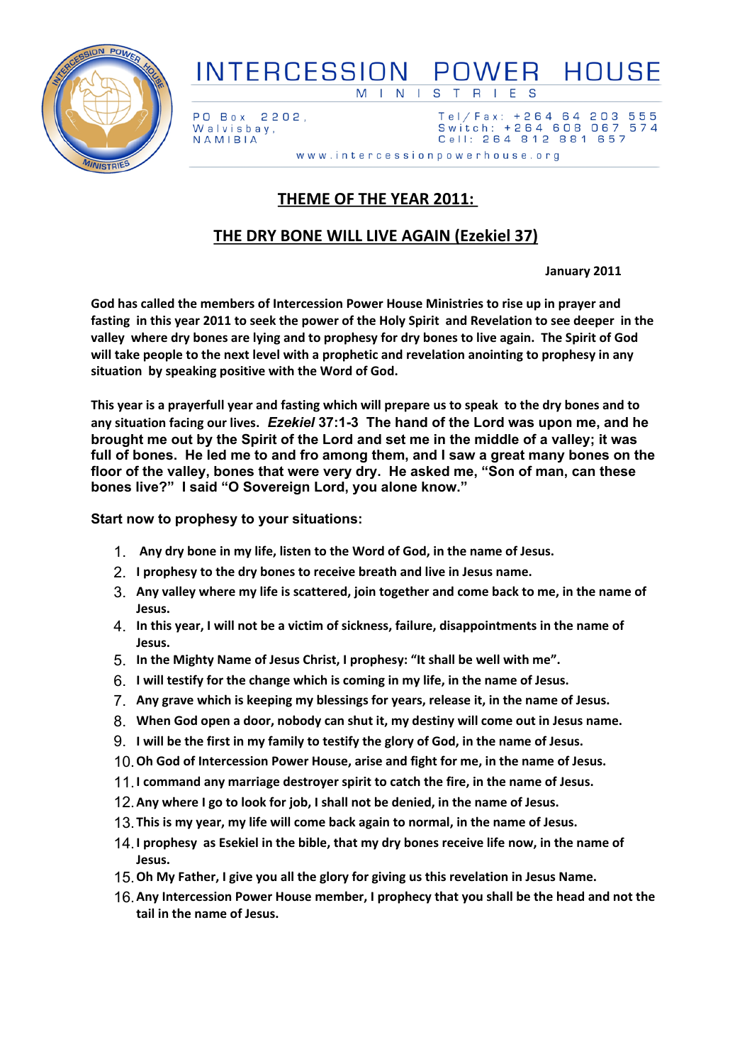# INTERCESSION POWER HOUSE

MINISTRIES

PO Box 2202,
Walvisbay,
NAMIBIA

Tel/Fax: +264 64 203 555
Switch: +264 608 067 574
Cell: 264 812 881 657

www.intercessionpowerhouse.org

## THEME OF THE YEAR 2011:

## THE DRY BONE WILL LIVE AGAIN (Ezekiel 37)

**January 2011**

**God has called the members of Intercession Power House Ministries to rise up in prayer and fasting in this year 2011 to seek the power of the Holy Spirit and Revelation to see deeper in the valley where dry bones are lying and to prophesy for dry bones to live again. The Spirit of God will take people to the next level with a prophetic and revelation anointing to prophesy in any situation by speaking positive with the Word of God.**

**This year is a prayerfull year and fasting which will prepare us to speak to the dry bones and to any situation facing our lives. *Ezekiel* 37:1-3 The hand of the Lord was upon me, and he brought me out by the Spirit of the Lord and set me in the middle of a valley; it was full of bones. He led me to and fro among them, and I saw a great many bones on the floor of the valley, bones that were very dry. He asked me, "Son of man, can these bones live?" I said "O Sovereign Lord, you alone know."**

**Start now to prophesy to your situations:**

1. **Any dry bone in my life, listen to the Word of God, in the name of Jesus.**
2. **I prophesy to the dry bones to receive breath and live in Jesus name.**
3. **Any valley where my life is scattered, join together and come back to me, in the name of Jesus.**
4. **In this year, I will not be a victim of sickness, failure, disappointments in the name of Jesus.**
5. **In the Mighty Name of Jesus Christ, I prophesy: "It shall be well with me".**
6. **I will testify for the change which is coming in my life, in the name of Jesus.**
7. **Any grave which is keeping my blessings for years, release it, in the name of Jesus.**
8. **When God open a door, nobody can shut it, my destiny will come out in Jesus name.**
9. **I will be the first in my family to testify the glory of God, in the name of Jesus.**
10. **Oh God of Intercession Power House, arise and fight for me, in the name of Jesus.**
11. **I command any marriage destroyer spirit to catch the fire, in the name of Jesus.**
12. **Any where I go to look for job, I shall not be denied, in the name of Jesus.**
13. **This is my year, my life will come back again to normal, in the name of Jesus.**
14. **I prophesy as Esekiel in the bible, that my dry bones receive life now, in the name of Jesus.**
15. **Oh My Father, I give you all the glory for giving us this revelation in Jesus Name.**
16. **Any Intercession Power House member, I prophecy that you shall be the head and not the tail in the name of Jesus.**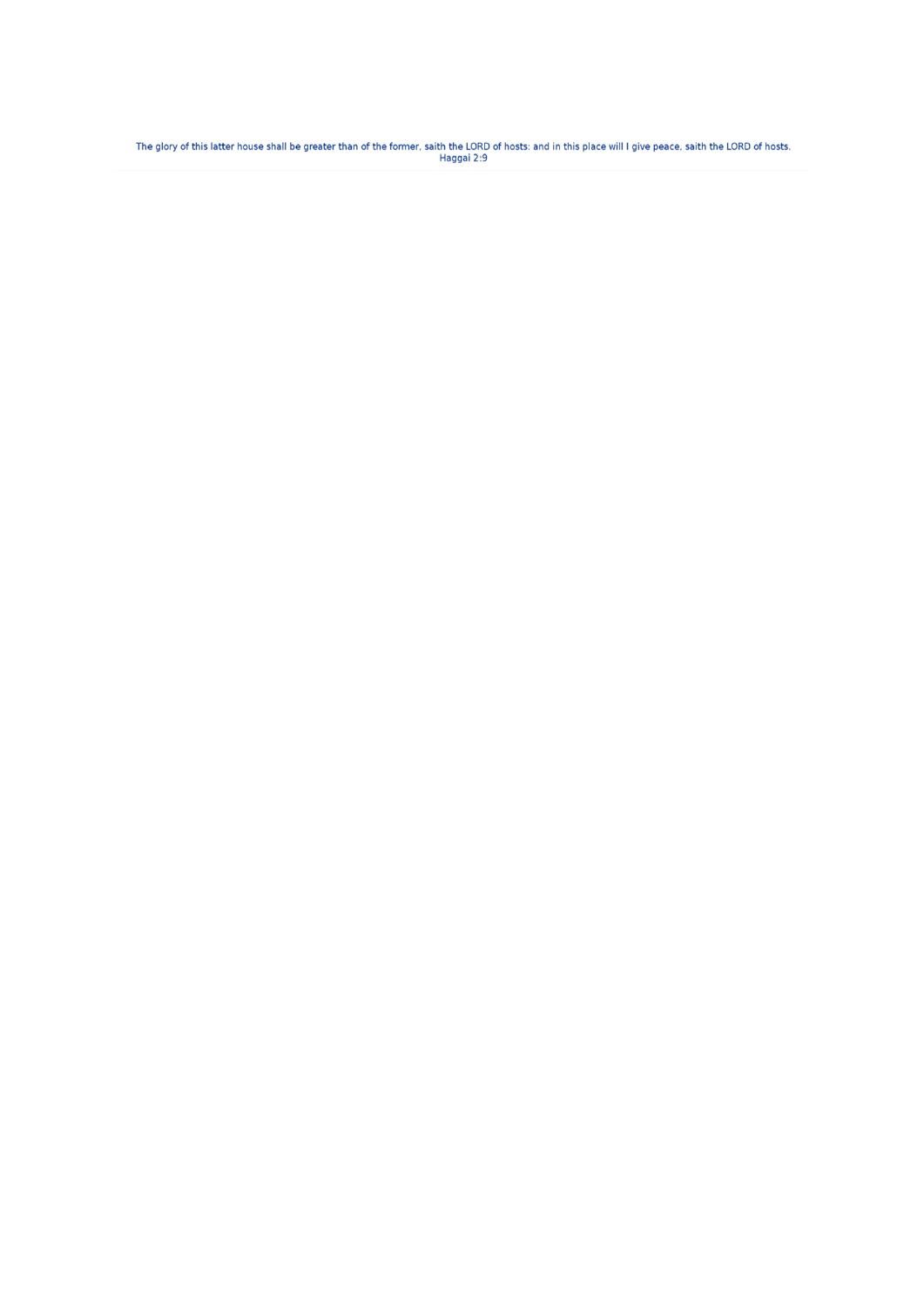The glory of this latter house shall be greater than of the former, saith the LORD of hosts: and in this place will I give peace, saith the LORD of hosts.
Haggai 2:9